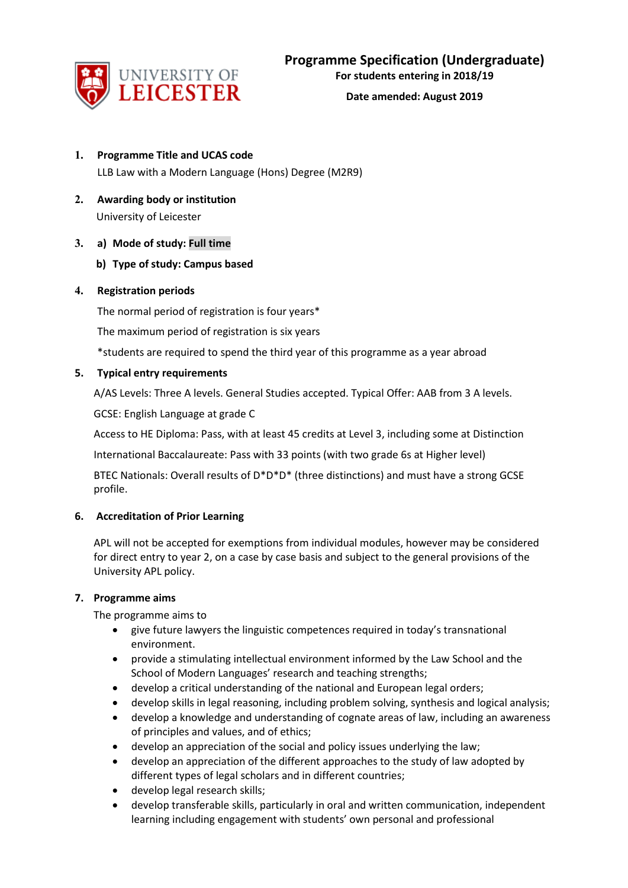UNIVERSITY OF LEICESTER

# Programme Specification (Undergraduate)

**For students entering in 2018/19**

**Date amended: August 2019**

1. **Programme Title and UCAS code**

   LLB Law with a Modern Language (Hons) Degree (M2R9)

2. **Awarding body or institution**

   University of Leicester

3. a) **Mode of study: Full time**

   b) **Type of study: Campus based**

4. **Registration periods**

   The normal period of registration is four years*

   The maximum period of registration is six years

   *students are required to spend the third year of this programme as a year abroad

5. **Typical entry requirements**

   A/AS Levels: Three A levels. General Studies accepted. Typical Offer: AAB from 3 A levels.

   GCSE: English Language at grade C

   Access to HE Diploma: Pass, with at least 45 credits at Level 3, including some at Distinction

   International Baccalaureate: Pass with 33 points (with two grade 6s at Higher level)

   BTEC Nationals: Overall results of D*D*D* (three distinctions) and must have a strong GCSE profile.

6. **Accreditation of Prior Learning**

   APL will not be accepted for exemptions from individual modules, however may be considered for direct entry to year 2, on a case by case basis and subject to the general provisions of the University APL policy.

7. **Programme aims**

   The programme aims to

   - give future lawyers the linguistic competences required in today's transnational environment.
   - provide a stimulating intellectual environment informed by the Law School and the School of Modern Languages' research and teaching strengths;
   - develop a critical understanding of the national and European legal orders;
   - develop skills in legal reasoning, including problem solving, synthesis and logical analysis;
   - develop a knowledge and understanding of cognate areas of law, including an awareness of principles and values, and of ethics;
   - develop an appreciation of the social and policy issues underlying the law;
   - develop an appreciation of the different approaches to the study of law adopted by different types of legal scholars and in different countries;
   - develop legal research skills;
   - develop transferable skills, particularly in oral and written communication, independent learning including engagement with students' own personal and professional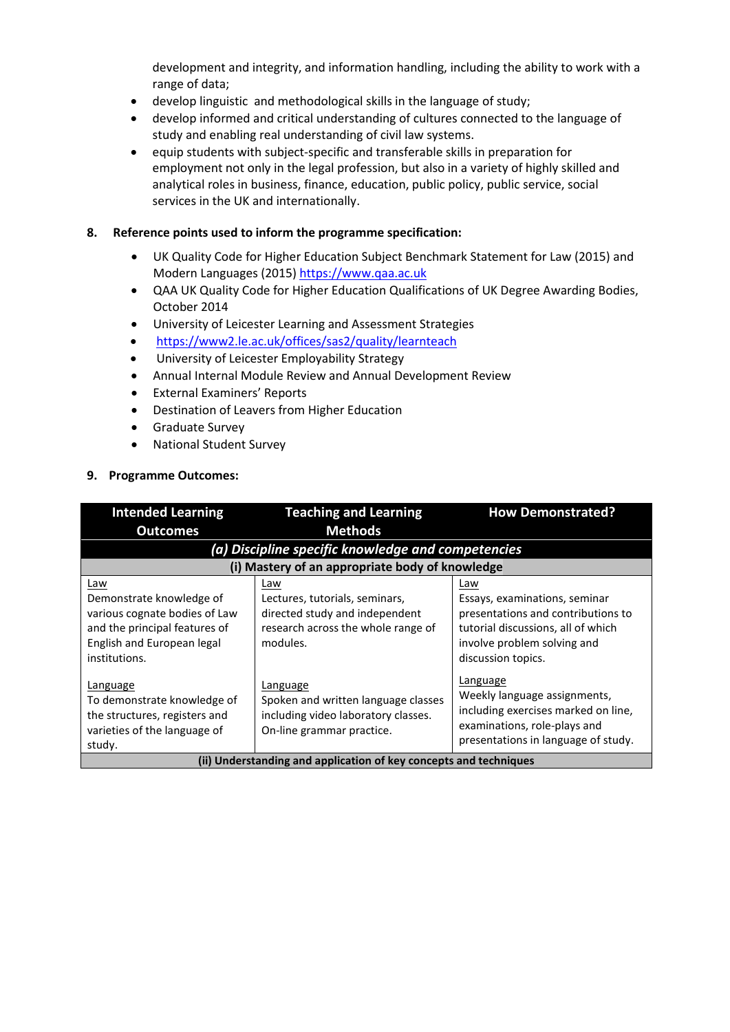development and integrity, and information handling, including the ability to work with a range of data;

- develop linguistic and methodological skills in the language of study;
- develop informed and critical understanding of cultures connected to the language of study and enabling real understanding of civil law systems.
- equip students with subject-specific and transferable skills in preparation for employment not only in the legal profession, but also in a variety of highly skilled and analytical roles in business, finance, education, public policy, public service, social services in the UK and internationally.

## 8. Reference points used to inform the programme specification:

- UK Quality Code for Higher Education Subject Benchmark Statement for Law (2015) and Modern Languages (2015) https://www.qaa.ac.uk
- QAA UK Quality Code for Higher Education Qualifications of UK Degree Awarding Bodies, October 2014
- University of Leicester Learning and Assessment Strategies
- https://www2.le.ac.uk/offices/sas2/quality/learnteach
- University of Leicester Employability Strategy
- Annual Internal Module Review and Annual Development Review
- External Examiners' Reports
- Destination of Leavers from Higher Education
- Graduate Survey
- National Student Survey

## 9. Programme Outcomes:

| Intended Learning Outcomes | Teaching and Learning Methods | How Demonstrated? |
|---|---|---|
| ***(a) Discipline specific knowledge and competencies*** | | |
| **(i) Mastery of an appropriate body of knowledge** | | |
| Law<br>Demonstrate knowledge of various cognate bodies of Law and the principal features of English and European legal institutions.<br><br>Language<br>To demonstrate knowledge of the structures, registers and varieties of the language of study. | Law<br>Lectures, tutorials, seminars, directed study and independent research across the whole range of modules.<br><br>Language<br>Spoken and written language classes including video laboratory classes. On-line grammar practice. | Law<br>Essays, examinations, seminar presentations and contributions to tutorial discussions, all of which involve problem solving and discussion topics.<br><br>Language<br>Weekly language assignments, including exercises marked on line, examinations, role-plays and presentations in language of study. |
| **(ii) Understanding and application of key concepts and techniques** | | |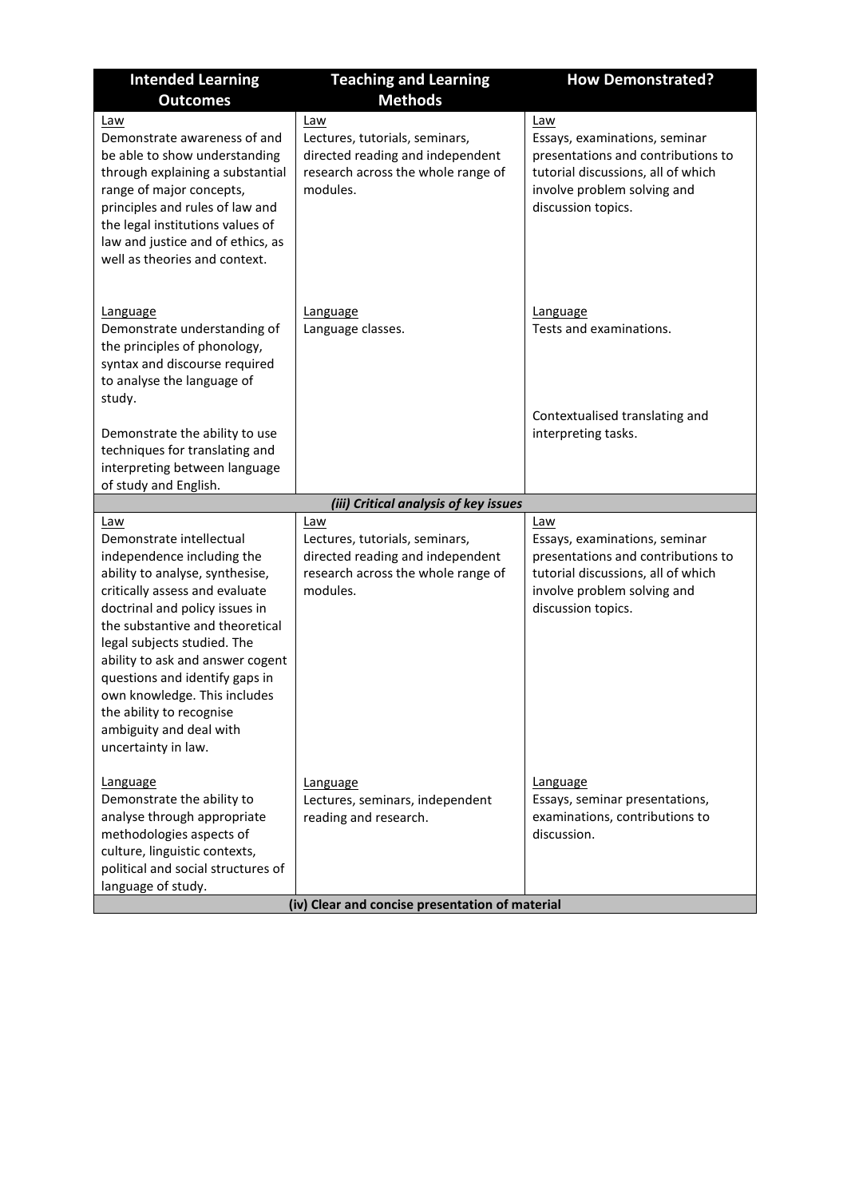| Intended Learning Outcomes | Teaching and Learning Methods | How Demonstrated? |
| --- | --- | --- |
| Law<br>Demonstrate awareness of and be able to show understanding through explaining a substantial range of major concepts, principles and rules of law and the legal institutions values of law and justice and of ethics, as well as theories and context. | Law<br>Lectures, tutorials, seminars, directed reading and independent research across the whole range of modules. | Law<br>Essays, examinations, seminar presentations and contributions to tutorial discussions, all of which involve problem solving and discussion topics. |
| Language<br>Demonstrate understanding of the principles of phonology, syntax and discourse required to analyse the language of study.<br><br>Demonstrate the ability to use techniques for translating and interpreting between language of study and English. | Language<br>Language classes. | Language<br>Tests and examinations.<br><br>Contextualised translating and interpreting tasks. |
| ***(iii) Critical analysis of key issues*** | | |
| Law<br>Demonstrate intellectual independence including the ability to analyse, synthesise, critically assess and evaluate doctrinal and policy issues in the substantive and theoretical legal subjects studied. The ability to ask and answer cogent questions and identify gaps in own knowledge. This includes the ability to recognise ambiguity and deal with uncertainty in law. | Law<br>Lectures, tutorials, seminars, directed reading and independent research across the whole range of modules. | Law<br>Essays, examinations, seminar presentations and contributions to tutorial discussions, all of which involve problem solving and discussion topics. |
| Language<br>Demonstrate the ability to analyse through appropriate methodologies aspects of culture, linguistic contexts, political and social structures of language of study. | Language<br>Lectures, seminars, independent reading and research. | Language<br>Essays, seminar presentations, examinations, contributions to discussion. |
| **(iv) Clear and concise presentation of material** | | |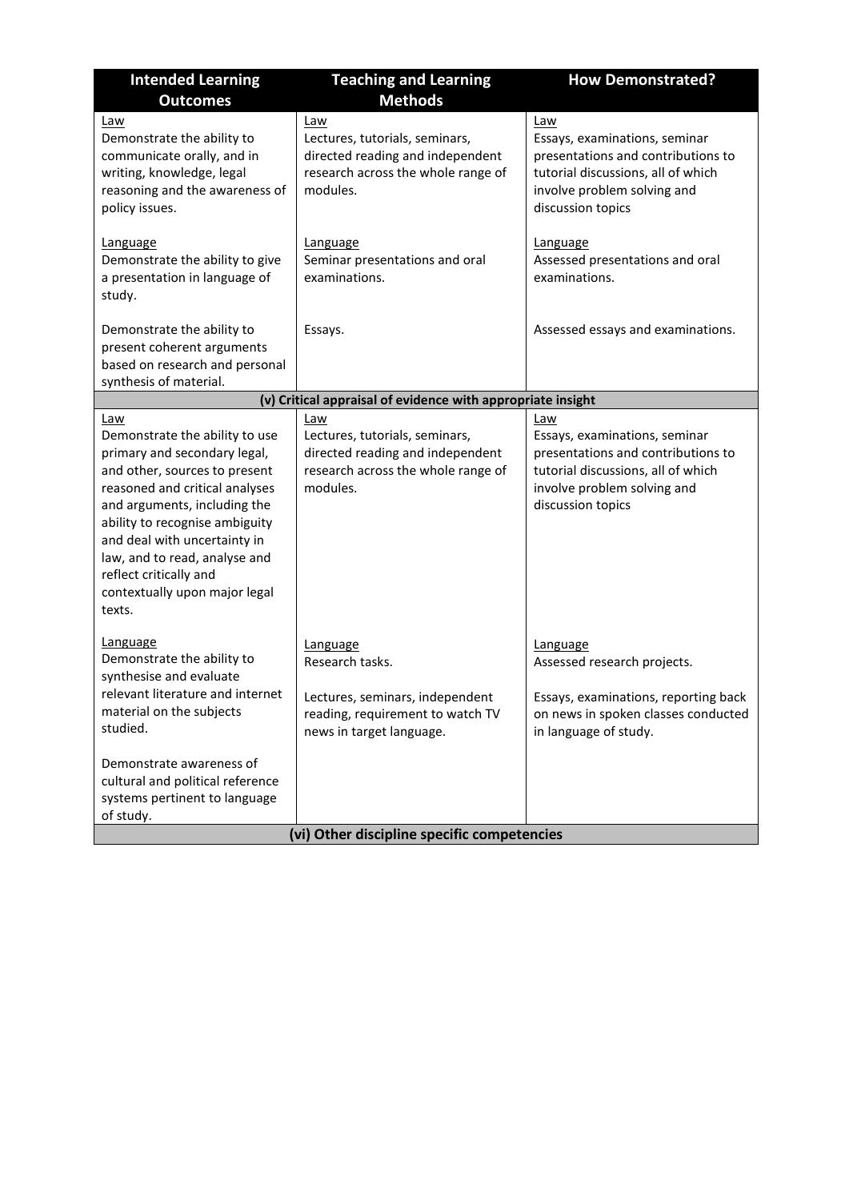| Intended Learning Outcomes | Teaching and Learning Methods | How Demonstrated? |
|---|---|---|
| Law<br>Demonstrate the ability to communicate orally, and in writing, knowledge, legal reasoning and the awareness of policy issues. | Law<br>Lectures, tutorials, seminars, directed reading and independent research across the whole range of modules. | Law<br>Essays, examinations, seminar presentations and contributions to tutorial discussions, all of which involve problem solving and discussion topics |
| Language<br>Demonstrate the ability to give a presentation in language of study. | Language<br>Seminar presentations and oral examinations. | Language<br>Assessed presentations and oral examinations. |
| Demonstrate the ability to present coherent arguments based on research and personal synthesis of material. | Essays. | Assessed essays and examinations. |
| **(v) Critical appraisal of evidence with appropriate insight** | | |
| Law<br>Demonstrate the ability to use primary and secondary legal, and other, sources to present reasoned and critical analyses and arguments, including the ability to recognise ambiguity and deal with uncertainty in law, and to read, analyse and reflect critically and contextually upon major legal texts. | Law<br>Lectures, tutorials, seminars, directed reading and independent research across the whole range of modules. | Law<br>Essays, examinations, seminar presentations and contributions to tutorial discussions, all of which involve problem solving and discussion topics |
| Language<br>Demonstrate the ability to synthesise and evaluate relevant literature and internet material on the subjects studied. | Language<br>Research tasks. | Language<br>Assessed research projects. |
| Demonstrate awareness of cultural and political reference systems pertinent to language of study. | Lectures, seminars, independent reading, requirement to watch TV news in target language. | Essays, examinations, reporting back on news in spoken classes conducted in language of study. |
| **(vi) Other discipline specific competencies** | | |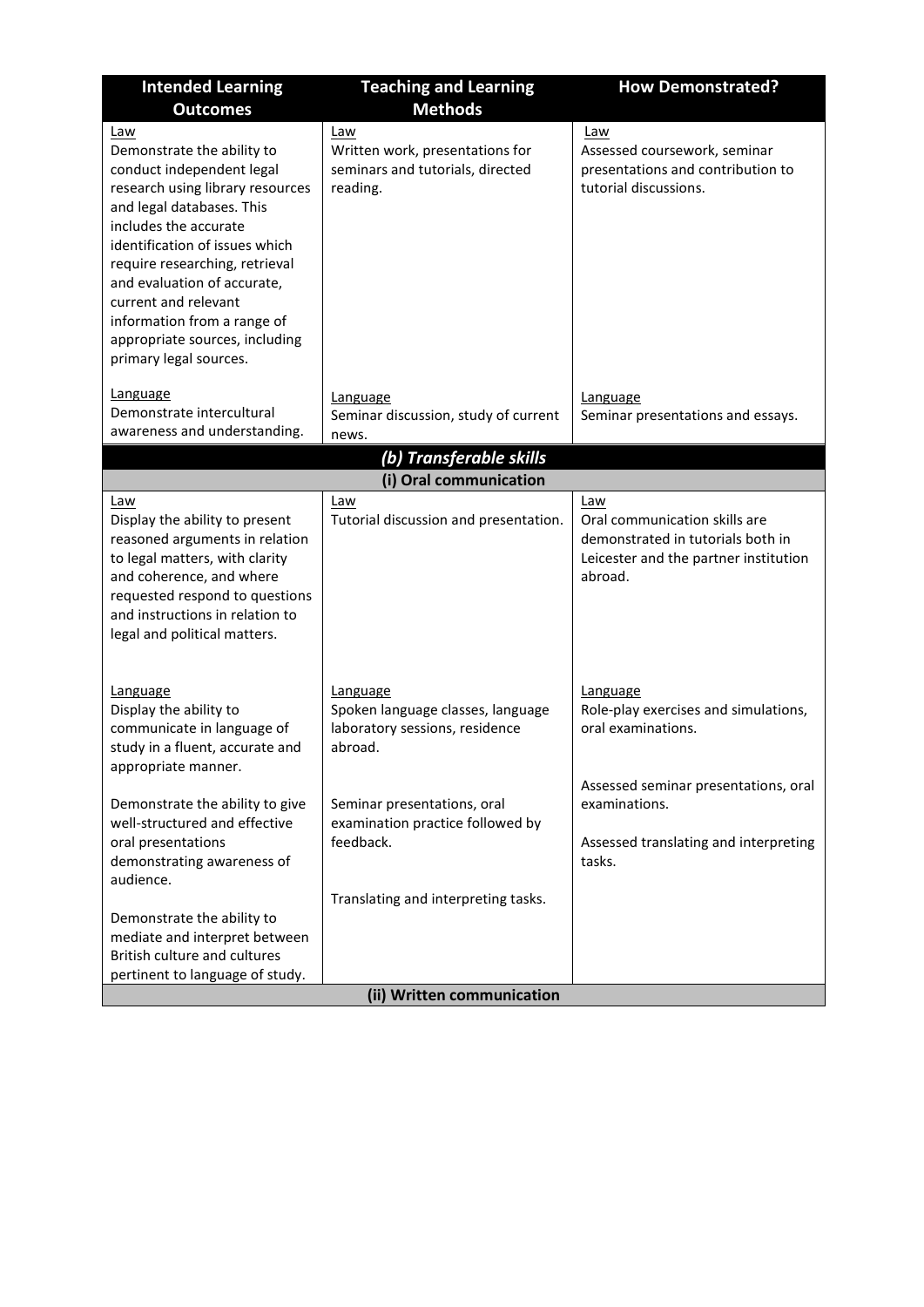| Intended Learning Outcomes | Teaching and Learning Methods | How Demonstrated? |
|---|---|---|
| Law<br>Demonstrate the ability to conduct independent legal research using library resources and legal databases. This includes the accurate identification of issues which require researching, retrieval and evaluation of accurate, current and relevant information from a range of appropriate sources, including primary legal sources. | Law<br>Written work, presentations for seminars and tutorials, directed reading. | Law<br>Assessed coursework, seminar presentations and contribution to tutorial discussions. |
| Language<br>Demonstrate intercultural awareness and understanding. | Language<br>Seminar discussion, study of current news. | Language<br>Seminar presentations and essays. |
| ***(b) Transferable skills*** | | |
| **(i) Oral communication** | | |
| Law<br>Display the ability to present reasoned arguments in relation to legal matters, with clarity and coherence, and where requested respond to questions and instructions in relation to legal and political matters. | Law<br>Tutorial discussion and presentation. | Law<br>Oral communication skills are demonstrated in tutorials both in Leicester and the partner institution abroad. |
| Language<br>Display the ability to communicate in language of study in a fluent, accurate and appropriate manner.<br><br>Demonstrate the ability to give well-structured and effective oral presentations demonstrating awareness of audience.<br><br>Demonstrate the ability to mediate and interpret between British culture and cultures pertinent to language of study. | Language<br>Spoken language classes, language laboratory sessions, residence abroad.<br><br>Seminar presentations, oral examination practice followed by feedback.<br><br>Translating and interpreting tasks. | Language<br>Role-play exercises and simulations, oral examinations.<br><br>Assessed seminar presentations, oral examinations.<br><br>Assessed translating and interpreting tasks. |
| **(ii) Written communication** | | |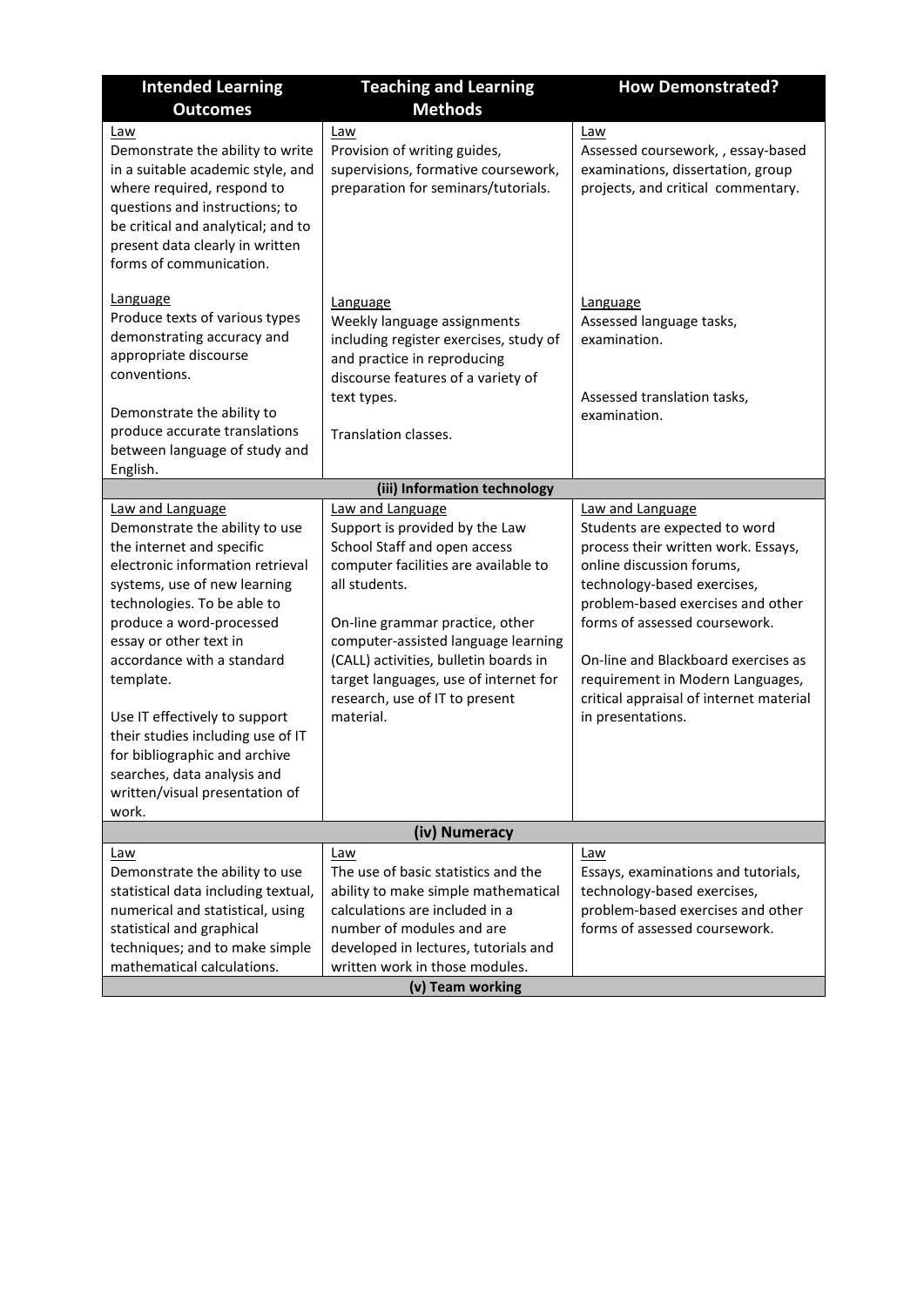| Intended Learning Outcomes | Teaching and Learning Methods | How Demonstrated? |
|---|---|---|
| Law<br>Demonstrate the ability to write in a suitable academic style, and where required, respond to questions and instructions; to be critical and analytical; and to present data clearly in written forms of communication. | Law<br>Provision of writing guides, supervisions, formative coursework, preparation for seminars/tutorials. | Law<br>Assessed coursework, , essay-based examinations, dissertation, group projects, and critical commentary. |
| Language<br>Produce texts of various types demonstrating accuracy and appropriate discourse conventions.<br><br>Demonstrate the ability to produce accurate translations between language of study and English. | Language<br>Weekly language assignments including register exercises, study of and practice in reproducing discourse features of a variety of text types.<br><br>Translation classes. | Language<br>Assessed language tasks, examination.<br><br>Assessed translation tasks, examination. |
| **(iii) Information technology** | | |
| Law and Language<br>Demonstrate the ability to use the internet and specific electronic information retrieval systems, use of new learning technologies. To be able to produce a word-processed essay or other text in accordance with a standard template.<br><br>Use IT effectively to support their studies including use of IT for bibliographic and archive searches, data analysis and written/visual presentation of work. | Law and Language<br>Support is provided by the Law School Staff and open access computer facilities are available to all students.<br><br>On-line grammar practice, other computer-assisted language learning (CALL) activities, bulletin boards in target languages, use of internet for research, use of IT to present material. | Law and Language<br>Students are expected to word process their written work. Essays, online discussion forums, technology-based exercises, problem-based exercises and other forms of assessed coursework.<br><br>On-line and Blackboard exercises as requirement in Modern Languages, critical appraisal of internet material in presentations. |
| **(iv) Numeracy** | | |
| Law<br>Demonstrate the ability to use statistical data including textual, numerical and statistical, using statistical and graphical techniques; and to make simple mathematical calculations. | Law<br>The use of basic statistics and the ability to make simple mathematical calculations are included in a number of modules and are developed in lectures, tutorials and written work in those modules. | Law<br>Essays, examinations and tutorials, technology-based exercises, problem-based exercises and other forms of assessed coursework. |
| **(v) Team working** | | |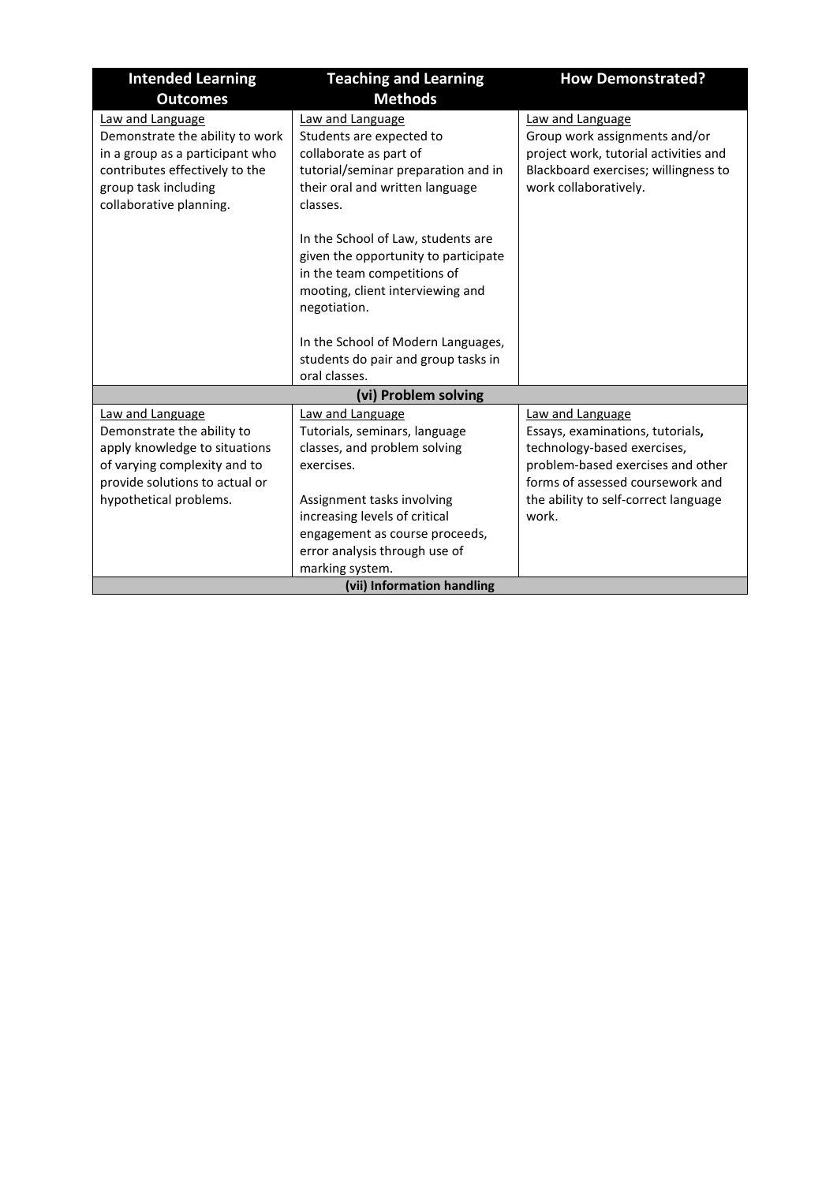| Intended Learning Outcomes | Teaching and Learning Methods | How Demonstrated? |
|---|---|---|
| Law and Language<br>Demonstrate the ability to work in a group as a participant who contributes effectively to the group task including collaborative planning. | Law and Language<br>Students are expected to collaborate as part of tutorial/seminar preparation and in their oral and written language classes.<br><br>In the School of Law, students are given the opportunity to participate in the team competitions of mooting, client interviewing and negotiation.<br><br>In the School of Modern Languages, students do pair and group tasks in oral classes. | Law and Language<br>Group work assignments and/or project work, tutorial activities and Blackboard exercises; willingness to work collaboratively. |
| **(vi) Problem solving** | | |
| Law and Language<br>Demonstrate the ability to apply knowledge to situations of varying complexity and to provide solutions to actual or hypothetical problems. | Law and Language<br>Tutorials, seminars, language classes, and problem solving exercises.<br><br>Assignment tasks involving increasing levels of critical engagement as course proceeds, error analysis through use of marking system. | Law and Language<br>Essays, examinations, tutorials**,** technology-based exercises, problem-based exercises and other forms of assessed coursework and the ability to self-correct language work. |
| **(vii) Information handling** | | |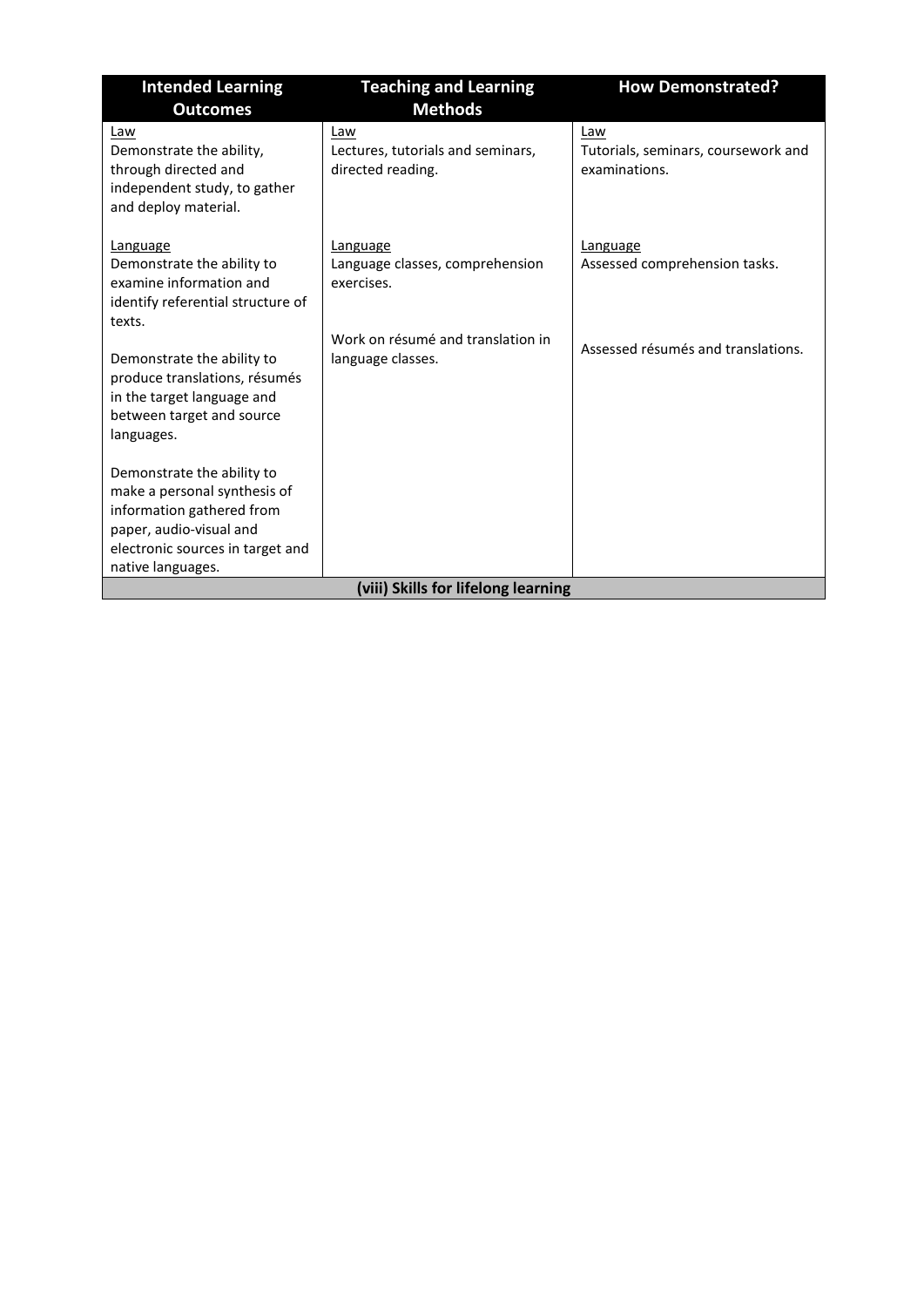| Intended Learning Outcomes | Teaching and Learning Methods | How Demonstrated? |
|---|---|---|
| Law<br>Demonstrate the ability, through directed and independent study, to gather and deploy material. | Law<br>Lectures, tutorials and seminars, directed reading. | Law<br>Tutorials, seminars, coursework and examinations. |
| Language<br>Demonstrate the ability to examine information and identify referential structure of texts. | Language<br>Language classes, comprehension exercises. | Language<br>Assessed comprehension tasks. |
| Demonstrate the ability to produce translations, résumés in the target language and between target and source languages. | Work on résumé and translation in language classes. | Assessed résumés and translations. |
| Demonstrate the ability to make a personal synthesis of information gathered from paper, audio-visual and electronic sources in target and native languages. | | |
| **(viii) Skills for lifelong learning** | | |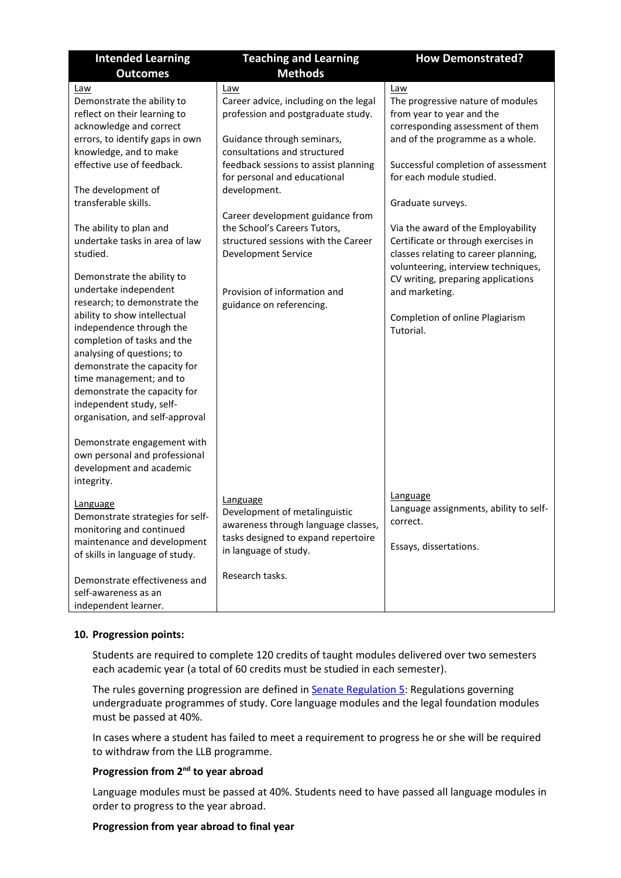| Intended Learning Outcomes | Teaching and Learning Methods | How Demonstrated? |
| --- | --- | --- |
| Law<br>Demonstrate the ability to reflect on their learning to acknowledge and correct errors, to identify gaps in own knowledge, and to make effective use of feedback.<br><br>The development of transferable skills.<br><br>The ability to plan and undertake tasks in area of law studied.<br><br>Demonstrate the ability to undertake independent research; to demonstrate the ability to show intellectual independence through the completion of tasks and the analysing of questions; to demonstrate the capacity for time management; and to demonstrate the capacity for independent study, self-organisation, and self-approval<br><br>Demonstrate engagement with own personal and professional development and academic integrity. | Law<br>Career advice, including on the legal profession and postgraduate study.<br><br>Guidance through seminars, consultations and structured feedback sessions to assist planning for personal and educational development.<br><br>Career development guidance from the School's Careers Tutors, structured sessions with the Career Development Service<br><br>Provision of information and guidance on referencing. | Law<br>The progressive nature of modules from year to year and the corresponding assessment of them and of the programme as a whole.<br><br>Successful completion of assessment for each module studied.<br><br>Graduate surveys.<br><br>Via the award of the Employability Certificate or through exercises in classes relating to career planning, volunteering, interview techniques, CV writing, preparing applications and marketing.<br><br>Completion of online Plagiarism Tutorial. |
| Language<br>Demonstrate strategies for self-monitoring and continued maintenance and development of skills in language of study.<br><br>Demonstrate effectiveness and self-awareness as an independent learner. | Language<br>Development of metalinguistic awareness through language classes, tasks designed to expand repertoire in language of study.<br><br>Research tasks. | Language<br>Language assignments, ability to self-correct.<br><br>Essays, dissertations. |

**10. Progression points:**

Students are required to complete 120 credits of taught modules delivered over two semesters each academic year (a total of 60 credits must be studied in each semester).

The rules governing progression are defined in Senate Regulation 5: Regulations governing undergraduate programmes of study. Core language modules and the legal foundation modules must be passed at 40%.

In cases where a student has failed to meet a requirement to progress he or she will be required to withdraw from the LLB programme.

**Progression from 2nd to year abroad**

Language modules must be passed at 40%. Students need to have passed all language modules in order to progress to the year abroad.

**Progression from year abroad to final year**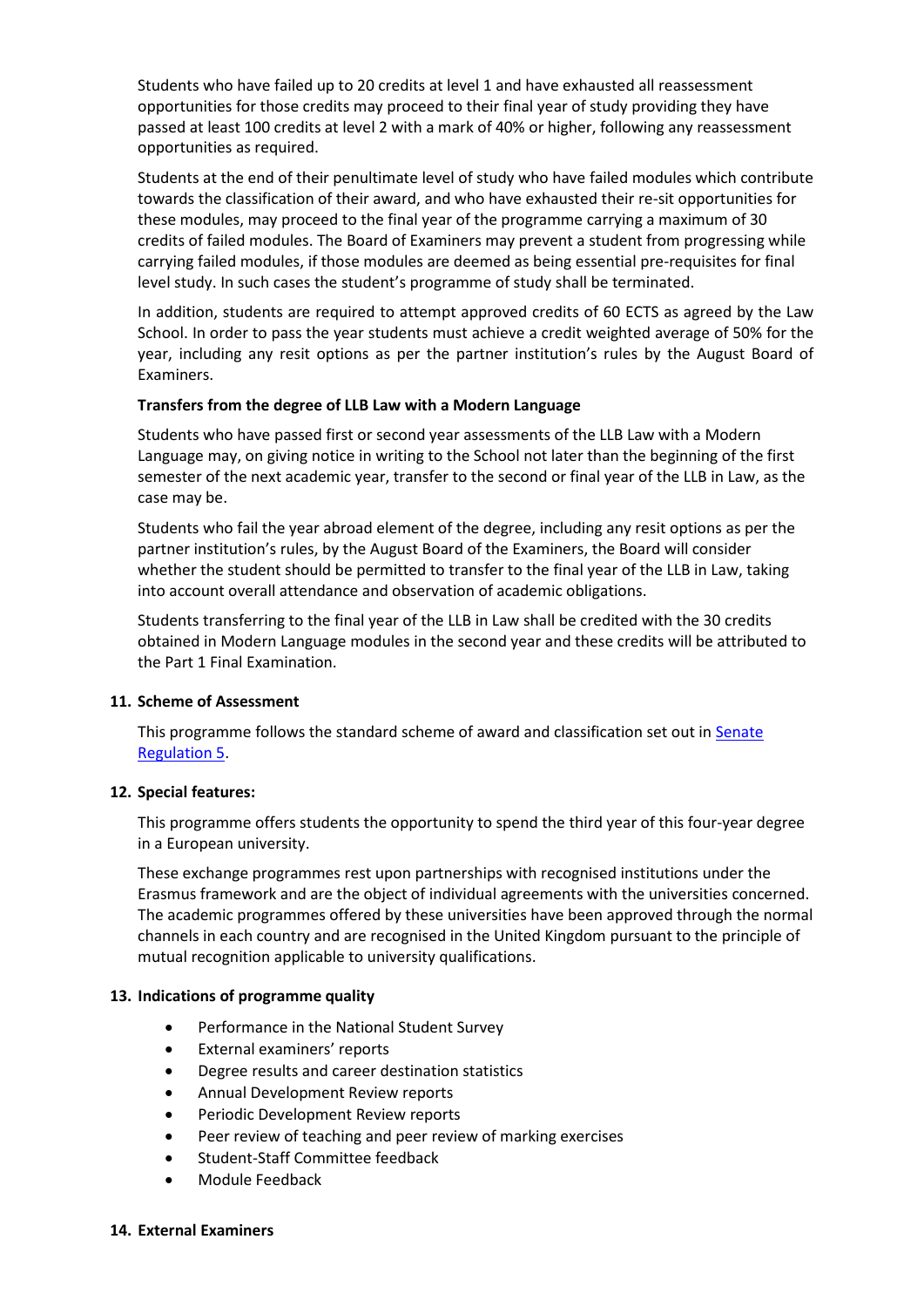Students who have failed up to 20 credits at level 1 and have exhausted all reassessment opportunities for those credits may proceed to their final year of study providing they have passed at least 100 credits at level 2 with a mark of 40% or higher, following any reassessment opportunities as required.

Students at the end of their penultimate level of study who have failed modules which contribute towards the classification of their award, and who have exhausted their re-sit opportunities for these modules, may proceed to the final year of the programme carrying a maximum of 30 credits of failed modules. The Board of Examiners may prevent a student from progressing while carrying failed modules, if those modules are deemed as being essential pre-requisites for final level study. In such cases the student's programme of study shall be terminated.

In addition, students are required to attempt approved credits of 60 ECTS as agreed by the Law School. In order to pass the year students must achieve a credit weighted average of 50% for the year, including any resit options as per the partner institution's rules by the August Board of Examiners.

**Transfers from the degree of LLB Law with a Modern Language**

Students who have passed first or second year assessments of the LLB Law with a Modern Language may, on giving notice in writing to the School not later than the beginning of the first semester of the next academic year, transfer to the second or final year of the LLB in Law, as the case may be.

Students who fail the year abroad element of the degree, including any resit options as per the partner institution's rules, by the August Board of the Examiners, the Board will consider whether the student should be permitted to transfer to the final year of the LLB in Law, taking into account overall attendance and observation of academic obligations.

Students transferring to the final year of the LLB in Law shall be credited with the 30 credits obtained in Modern Language modules in the second year and these credits will be attributed to the Part 1 Final Examination.

## 11. Scheme of Assessment

This programme follows the standard scheme of award and classification set out in Senate Regulation 5.

## 12. Special features:

This programme offers students the opportunity to spend the third year of this four-year degree in a European university.

These exchange programmes rest upon partnerships with recognised institutions under the Erasmus framework and are the object of individual agreements with the universities concerned. The academic programmes offered by these universities have been approved through the normal channels in each country and are recognised in the United Kingdom pursuant to the principle of mutual recognition applicable to university qualifications.

## 13. Indications of programme quality

- Performance in the National Student Survey
- External examiners' reports
- Degree results and career destination statistics
- Annual Development Review reports
- Periodic Development Review reports
- Peer review of teaching and peer review of marking exercises
- Student-Staff Committee feedback
- Module Feedback

## 14. External Examiners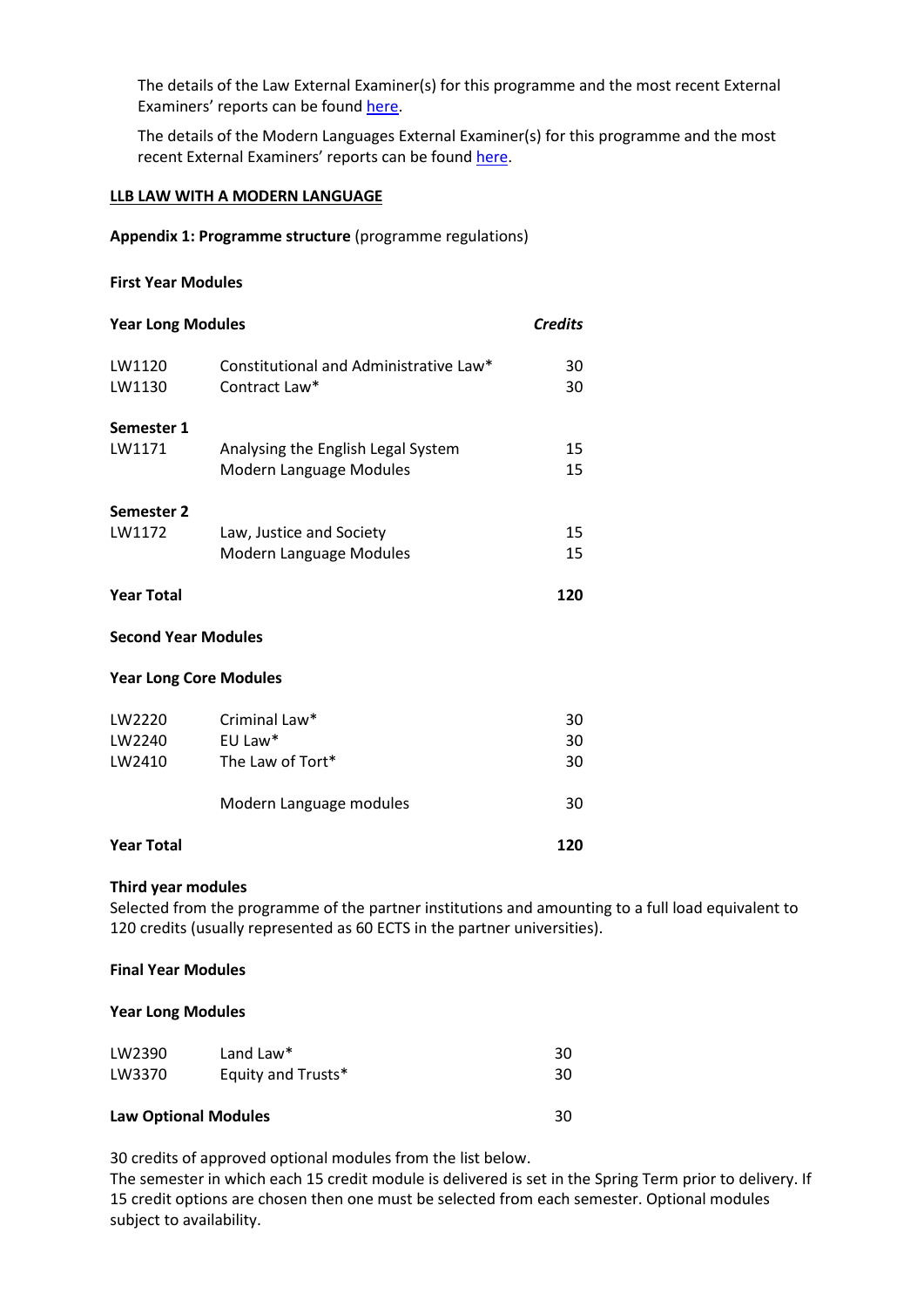The details of the Law External Examiner(s) for this programme and the most recent External Examiners' reports can be found here.

The details of the Modern Languages External Examiner(s) for this programme and the most recent External Examiners' reports can be found here.

**LLB LAW WITH A MODERN LANGUAGE**

**Appendix 1: Programme structure** (programme regulations)

**First Year Modules**

| **Year Long Modules** | | ***Credits*** |
|---|---|---|
| LW1120 | Constitutional and Administrative Law* | 30 |
| LW1130 | Contract Law* | 30 |
| **Semester 1** | | |
| LW1171 | Analysing the English Legal System | 15 |
| | Modern Language Modules | 15 |
| **Semester 2** | | |
| LW1172 | Law, Justice and Society | 15 |
| | Modern Language Modules | 15 |
| **Year Total** | | **120** |

**Second Year Modules**

| **Year Long Core Modules** | | |
|---|---|---|
| LW2220 | Criminal Law* | 30 |
| LW2240 | EU Law* | 30 |
| LW2410 | The Law of Tort* | 30 |
| | Modern Language modules | 30 |
| **Year Total** | | **120** |

**Third year modules**

Selected from the programme of the partner institutions and amounting to a full load equivalent to 120 credits (usually represented as 60 ECTS in the partner universities).

**Final Year Modules**

| **Year Long Modules** | | |
|---|---|---|
| LW2390 | Land Law* | 30 |
| LW3370 | Equity and Trusts* | 30 |
| **Law Optional Modules** | | 30 |

30 credits of approved optional modules from the list below.

The semester in which each 15 credit module is delivered is set in the Spring Term prior to delivery. If 15 credit options are chosen then one must be selected from each semester. Optional modules subject to availability.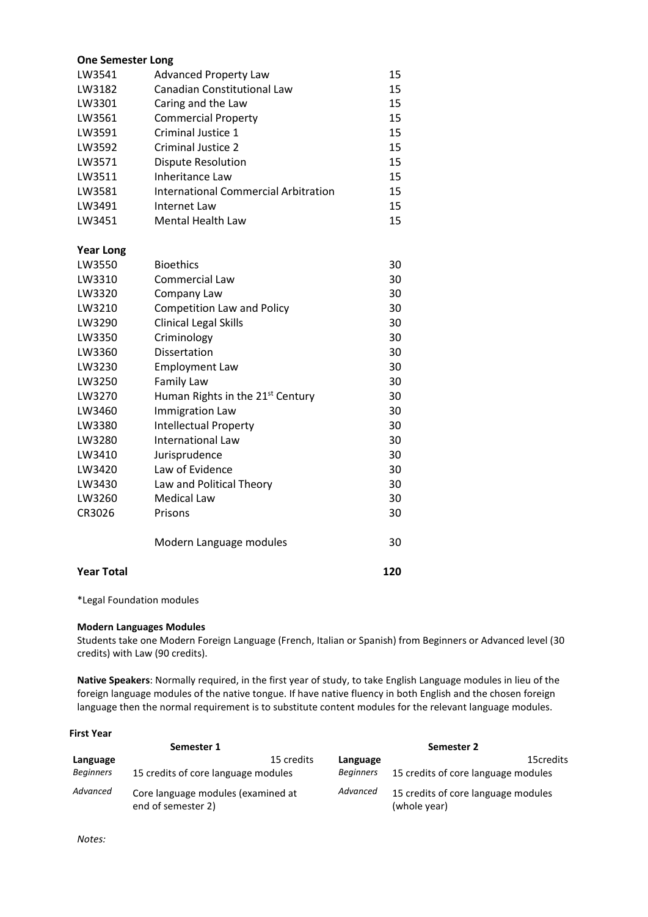| **One Semester Long** | | |
|---|---|---|
| LW3541 | Advanced Property Law | 15 |
| LW3182 | Canadian Constitutional Law | 15 |
| LW3301 | Caring and the Law | 15 |
| LW3561 | Commercial Property | 15 |
| LW3591 | Criminal Justice 1 | 15 |
| LW3592 | Criminal Justice 2 | 15 |
| LW3571 | Dispute Resolution | 15 |
| LW3511 | Inheritance Law | 15 |
| LW3581 | International Commercial Arbitration | 15 |
| LW3491 | Internet Law | 15 |
| LW3451 | Mental Health Law | 15 |
| **Year Long** | | |
| LW3550 | Bioethics | 30 |
| LW3310 | Commercial Law | 30 |
| LW3320 | Company Law | 30 |
| LW3210 | Competition Law and Policy | 30 |
| LW3290 | Clinical Legal Skills | 30 |
| LW3350 | Criminology | 30 |
| LW3360 | Dissertation | 30 |
| LW3230 | Employment Law | 30 |
| LW3250 | Family Law | 30 |
| LW3270 | Human Rights in the 21st Century | 30 |
| LW3460 | Immigration Law | 30 |
| LW3380 | Intellectual Property | 30 |
| LW3280 | International Law | 30 |
| LW3410 | Jurisprudence | 30 |
| LW3420 | Law of Evidence | 30 |
| LW3430 | Law and Political Theory | 30 |
| LW3260 | Medical Law | 30 |
| CR3026 | Prisons | 30 |
| | Modern Language modules | 30 |
| **Year Total** | | **120** |

*Legal Foundation modules

**Modern Languages Modules**

Students take one Modern Foreign Language (French, Italian or Spanish) from Beginners or Advanced level (30 credits) with Law (90 credits).

**Native Speakers**: Normally required, in the first year of study, to take English Language modules in lieu of the foreign language modules of the native tongue. If have native fluency in both English and the chosen foreign language then the normal requirement is to substitute content modules for the relevant language modules.

**First Year**

| | **Semester 1** | | | **Semester 2** | |
|---|---|---|---|---|---|
| **Language** | | 15 credits | **Language** | | 15credits |
| *Beginners* | 15 credits of core language modules | | *Beginners* | 15 credits of core language modules | |
| *Advanced* | Core language modules (examined at end of semester 2) | | *Advanced* | 15 credits of core language modules (whole year) | |

*Notes:*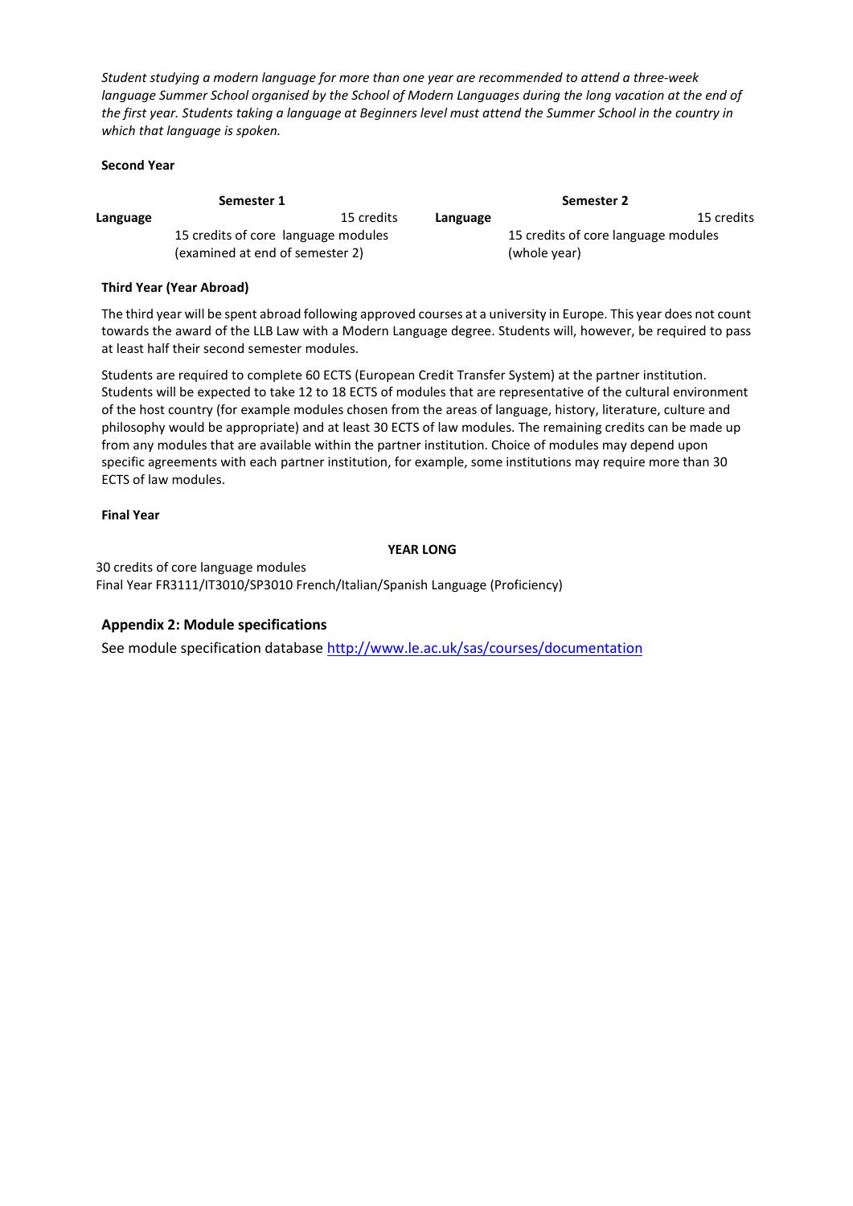*Student studying a modern language for more than one year are recommended to attend a three-week language Summer School organised by the School of Modern Languages during the long vacation at the end of the first year. Students taking a language at Beginners level must attend the Summer School in the country in which that language is spoken.*

**Second Year**

| | Semester 1 | | | Semester 2 | |
|---|---|---|---|---|---|
| **Language** | 15 credits of core language modules (examined at end of semester 2) | 15 credits | **Language** | 15 credits of core language modules (whole year) | 15 credits |

**Third Year (Year Abroad)**

The third year will be spent abroad following approved courses at a university in Europe. This year does not count towards the award of the LLB Law with a Modern Language degree. Students will, however, be required to pass at least half their second semester modules.

Students are required to complete 60 ECTS (European Credit Transfer System) at the partner institution. Students will be expected to take 12 to 18 ECTS of modules that are representative of the cultural environment of the host country (for example modules chosen from the areas of language, history, literature, culture and philosophy would be appropriate) and at least 30 ECTS of law modules. The remaining credits can be made up from any modules that are available within the partner institution. Choice of modules may depend upon specific agreements with each partner institution, for example, some institutions may require more than 30 ECTS of law modules.

**Final Year**

**YEAR LONG**

30 credits of core language modules
Final Year FR3111/IT3010/SP3010 French/Italian/Spanish Language (Proficiency)

## Appendix 2: Module specifications

See module specification database http://www.le.ac.uk/sas/courses/documentation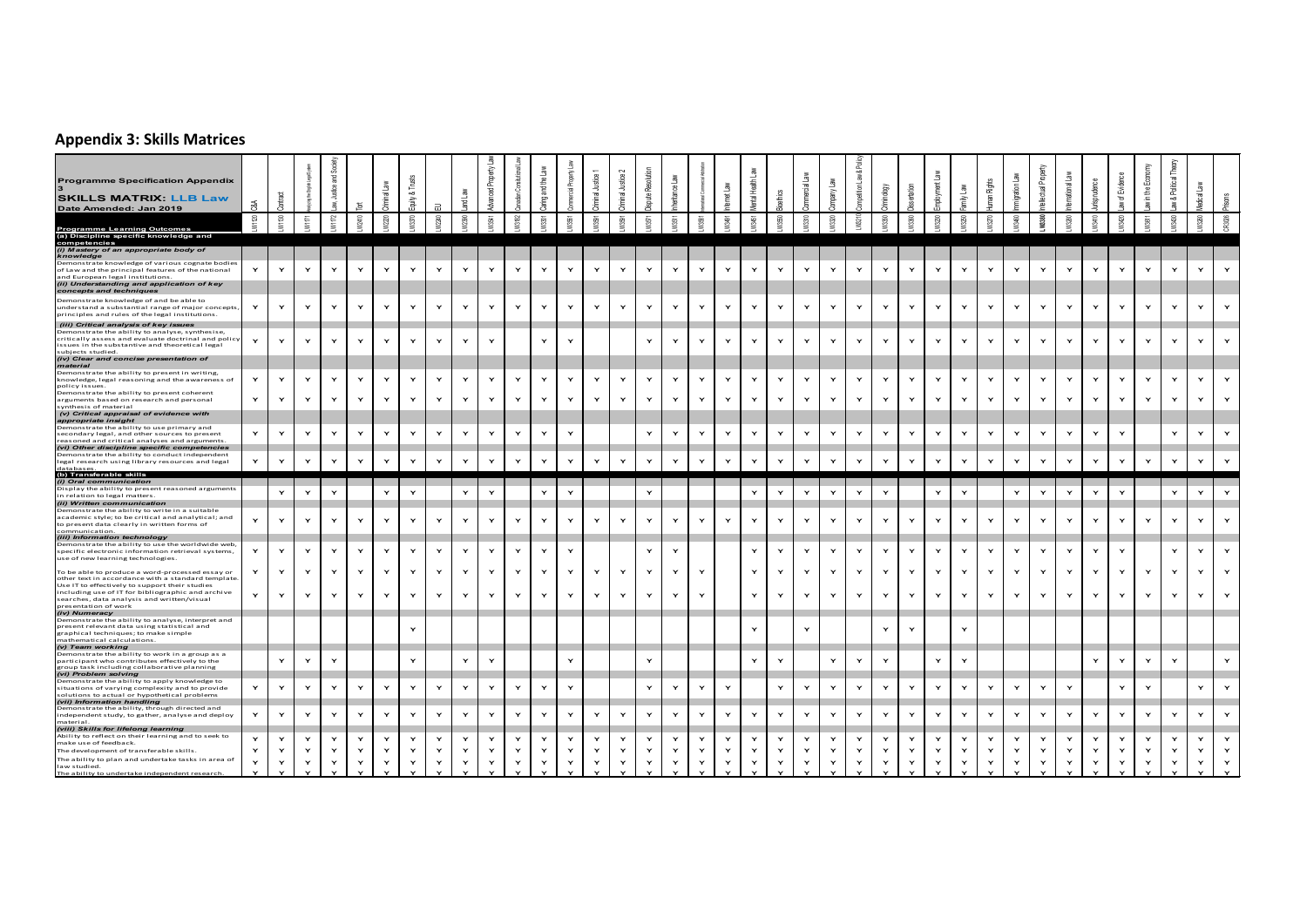## Appendix 3: Skills Matrices

| **Programme Specification Appendix 3**<br>**SKILLS MATRIX: LLB Law**<br>**Date Amended: Jan 2019**<br><br>**Programme Learning Outcomes** | LW1120 C&A | LW1130 Contract | LW1171 Analysing the English Legal System | LW1172 Law, Justice and Society | LW2410 Tort | LW2220 Criminal Law | LW2370 Equity & Trusts | LW2240 EU | LW2390 Land Law | LW3541 Advanced Property Law | LW3152 Canadian Constitutional Law | LW3301 Caring and the Law | LW3581 Commercial Property Law | LW3591 Criminal Justice 1 | LW3591 Criminal Justice 2 | LW3571 Dispute Resolution | LW3511 Inheritance Law | LW3381 International Commercial Arbitration | LW3491 Internet Law | LW3451 Mental Health Law | LW3550 Bioethics | LW3310 Commercial Law | LW3320 Company Law | LW3210 Competition Law & Policy | LW3350 Criminology | LW3360 Dissertation | LW3250 Employment Law | LW3350 Family Law | LW3270 Human Rights | LW3460 Immigration Law | LW3480 Intellectual Property | LW3380 International Law | LW3410 Jurisprudence | LW3420 Law of Evidence | LW3611 Law in the Economy | LW3430 Law & Political Theory | LW3380 Medical Law | CR3026 Prisons |
|---|---|---|---|---|---|---|---|---|---|---|---|---|---|---|---|---|---|---|---|---|---|---|---|---|---|---|---|---|---|---|---|---|---|---|---|---|---|---|
| **(a) Discipline specific knowledge and competencies** | | | | | | | | | | | | | | | | | | | | | | | | | | | | | | | | | | | | | | |
| ***(i) Mastery of an appropriate body of knowledge*** | | | | | | | | | | | | | | | | | | | | | | | | | | | | | | | | | | | | | | |
| Demonstrate knowledge of various cognate bodies of Law and the principal features of the national and European legal institutions. | Y | Y | Y | Y | Y | Y | Y | Y | Y | Y | Y | Y | Y | Y | Y | Y | Y | Y | Y | Y | Y | Y | Y | Y | Y | Y | Y | Y | Y | Y | Y | Y | Y | Y | Y | Y | Y | Y |
| ***(ii) Understanding and application of key concepts and techniques*** | | | | | | | | | | | | | | | | | | | | | | | | | | | | | | | | | | | | | | |
| Demonstrate knowledge of and be able to understand a substantial range of major concepts, principles and rules of the legal institutions. | Y | Y | Y | Y | Y | Y | Y | Y | Y | Y | Y | Y | Y | Y | Y | Y | Y | Y | Y | Y | Y | Y | Y | Y | Y | Y | Y | Y | Y | Y | Y | Y | Y | Y | Y | Y | Y | Y |
| ***(iii) Critical analysis of key issues*** | | | | | | | | | | | | | | | | | | | | | | | | | | | | | | | | | | | | | | |
| Demonstrate the ability to analyse, synthesise, critically assess and evaluate doctrinal and policy issues in the substantive and theoretical legal subjects studied. | Y | Y | Y | Y | Y | Y | Y | Y | Y | Y | | Y | Y | | | Y | Y | Y | Y | Y | Y | Y | Y | Y | Y | Y | Y | Y | Y | Y | Y | Y | Y | Y | Y | Y | Y | Y |
| ***(iv) Clear and concise presentation of material*** | | | | | | | | | | | | | | | | | | | | | | | | | | | | | | | | | | | | | | |
| Demonstrate the ability to present in writing, knowledge, legal reasoning and the awareness of policy issues. | Y | Y | Y | Y | Y | Y | Y | Y | Y | Y | Y | Y | Y | Y | Y | Y | Y | Y | Y | Y | Y | Y | Y | Y | Y | Y | Y | Y | Y | Y | Y | Y | Y | Y | Y | Y | Y | Y |
| Demonstrate the ability to present coherent arguments based on research and personal synthesis of material | Y | Y | Y | Y | Y | Y | Y | Y | Y | Y | Y | Y | Y | Y | Y | Y | Y | Y | Y | Y | Y | Y | Y | Y | Y | Y | Y | Y | Y | Y | Y | Y | Y | Y | Y | Y | Y | Y |
| ***(v) Critical appraisal of evidence with appropriate insight*** | | | | | | | | | | | | | | | | | | | | | | | | | | | | | | | | | | | | | | |
| Demonstrate the ability to use primary and secondary legal, and other sources to present reasoned and critical analyses and arguments. | Y | Y | Y | Y | Y | Y | Y | Y | Y | Y | Y | Y | Y | | | Y | Y | Y | Y | Y | Y | Y | Y | Y | Y | Y | Y | Y | Y | Y | Y | Y | Y | Y | | Y | Y | Y |
| ***(vi) Other discipline specific competencies*** | | | | | | | | | | | | | | | | | | | | | | | | | | | | | | | | | | | | | | |
| Demonstrate the ability to conduct independent legal research using library resources and legal databases. | Y | Y | Y | Y | Y | Y | Y | Y | Y | Y | Y | Y | Y | Y | Y | Y | Y | Y | Y | Y | Y | Y | Y | Y | Y | Y | Y | Y | Y | Y | Y | Y | Y | Y | Y | Y | Y | Y |
| **(b) Transferable skills** | | | | | | | | | | | | | | | | | | | | | | | | | | | | | | | | | | | | | | |
| ***(i) Oral communication*** | | | | | | | | | | | | | | | | | | | | | | | | | | | | | | | | | | | | | | |
| Display the ability to present reasoned arguments in relation to legal matters. | | Y | Y | Y | | Y | Y | | Y | Y | | Y | Y | | | Y | | | | Y | Y | Y | Y | Y | Y | | Y | Y | | Y | Y | Y | Y | Y | | Y | Y | Y |
| ***(ii) Written communication*** | | | | | | | | | | | | | | | | | | | | | | | | | | | | | | | | | | | | | | |
| Demonstrate the ability to write in a suitable academic style; to be critical and analytical; and to present data clearly in written forms of communication. | Y | Y | Y | Y | Y | Y | Y | Y | Y | Y | Y | Y | Y | Y | Y | Y | Y | Y | Y | Y | Y | Y | Y | Y | Y | Y | Y | Y | Y | Y | Y | Y | Y | Y | Y | Y | Y | Y |
| ***(iii) Information technology*** | | | | | | | | | | | | | | | | | | | | | | | | | | | | | | | | | | | | | | |
| Demonstrate the ability to use the worldwide web, specific electronic information retrieval systems, use of new learning technologies. | Y | Y | Y | Y | Y | Y | Y | Y | Y | Y | Y | Y | Y | | | Y | Y | | | Y | Y | Y | Y | Y | Y | Y | Y | Y | Y | Y | Y | Y | Y | Y | | Y | Y | Y |
| To be able to produce a word-processed essay or other text in accordance with a standard template. | Y | Y | Y | Y | Y | Y | Y | Y | Y | Y | Y | Y | Y | Y | Y | Y | Y | Y | | Y | Y | Y | Y | Y | Y | Y | Y | Y | Y | Y | Y | Y | Y | Y | Y | Y | Y | Y |
| Use IT to effectively to support their studies including use of IT for bibliographic and archive searches, data analysis and written/visual presentation of work | Y | Y | Y | Y | Y | Y | Y | Y | Y | Y | Y | Y | Y | Y | Y | Y | Y | Y | | Y | Y | Y | Y | Y | Y | Y | Y | Y | Y | Y | Y | Y | Y | Y | Y | Y | Y | Y |
| ***(iv) Numeracy*** | | | | | | | | | | | | | | | | | | | | | | | | | | | | | | | | | | | | | | |
| Demonstrate the ability to analyse, interpret and present relevant data using statistical and graphical techniques; to make simple mathematical calculations. | | | | | | | Y | | | | | | | | | | | | | Y | | Y | | | Y | Y | | Y | | | | | | | | | | |
| ***(v) Team working*** | | | | | | | | | | | | | | | | | | | | | | | | | | | | | | | | | | | | | | |
| Demonstrate the ability to work in a group as a participant who contributes effectively to the group task including collaborative planning | | Y | Y | Y | | | Y | | Y | Y | | | Y | | | Y | | | | Y | Y | | Y | Y | Y | | Y | Y | | | | | Y | Y | Y | Y | | Y |
| ***(vi) Problem solving*** | | | | | | | | | | | | | | | | | | | | | | | | | | | | | | | | | | | | | | |
| Demonstrate the ability to apply knowledge to situations of varying complexity and to provide solutions to actual or hypothetical problems | Y | Y | Y | Y | Y | Y | Y | Y | Y | Y | Y | Y | Y | | | Y | Y | Y | Y | | Y | Y | Y | Y | Y | Y | Y | Y | Y | Y | Y | Y | | Y | Y | | Y | Y |
| ***(vii) Information handling*** | | | | | | | | | | | | | | | | | | | | | | | | | | | | | | | | | | | | | | |
| Demonstrate the ability, through directed and independent study, to gather, analyse and deploy material. | Y | Y | Y | Y | Y | Y | Y | Y | Y | Y | Y | Y | Y | Y | Y | Y | Y | Y | Y | Y | Y | Y | Y | Y | Y | Y | Y | Y | Y | Y | Y | Y | Y | Y | Y | Y | Y | Y |
| ***(viii) Skills for lifelong learning*** | | | | | | | | | | | | | | | | | | | | | | | | | | | | | | | | | | | | | | |
| Ability to reflect on their learning and to seek to make use of feedback. | Y | Y | Y | Y | Y | Y | Y | Y | Y | Y | Y | Y | Y | Y | Y | Y | Y | Y | Y | Y | Y | Y | Y | Y | Y | Y | Y | Y | Y | Y | Y | Y | Y | Y | Y | Y | Y | Y |
| The development of transferable skills. | Y | Y | Y | Y | Y | Y | Y | Y | Y | Y | Y | Y | Y | Y | Y | Y | Y | Y | Y | Y | Y | Y | Y | Y | Y | Y | Y | Y | Y | Y | Y | Y | Y | Y | Y | Y | Y | Y |
| The ability to plan and undertake tasks in area of law studied. | Y | Y | Y | Y | Y | Y | Y | Y | Y | Y | Y | Y | Y | Y | Y | Y | Y | Y | Y | Y | Y | Y | Y | Y | Y | Y | Y | Y | Y | Y | Y | Y | Y | Y | Y | Y | Y | Y |
| The ability to undertake independent research. | Y | Y | Y | Y | Y | Y | Y | Y | Y | Y | Y | Y | Y | Y | Y | Y | Y | Y | Y | Y | Y | Y | Y | Y | Y | Y | Y | Y | Y | Y | Y | Y | Y | Y | Y | Y | Y | Y |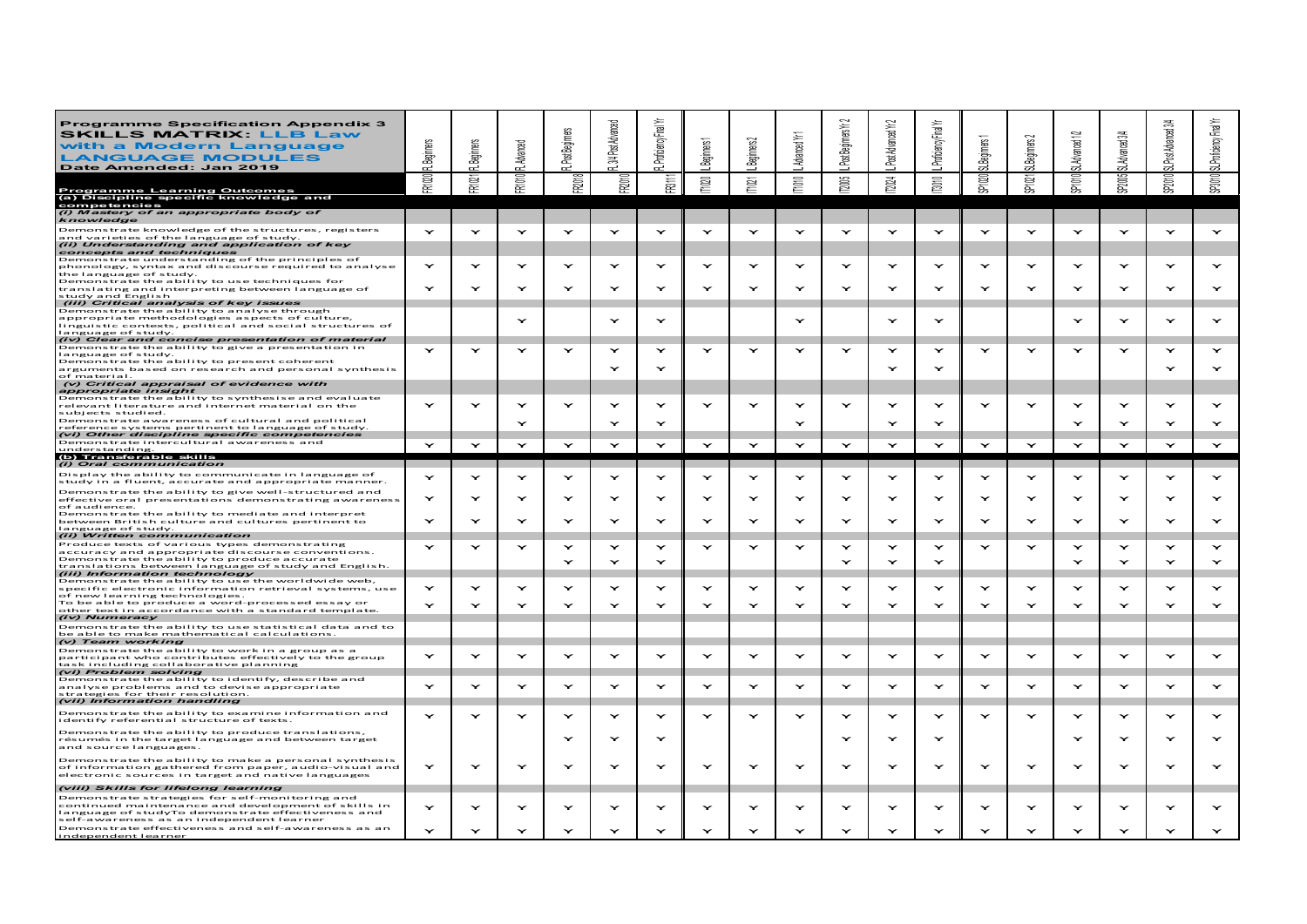# Programme Specification Appendix 3
## SKILLS MATRIX: LLB Law with a Modern Language
## LANGUAGE MODULES
**Date Amended: Jan 2019**

| Programme Learning Outcomes | FR1020 FL Beginners | FR1021 FL Beginners | FR1010 FL Advanced | FR2018 FL Post Beginners | FR2010 FL 3/4 Post Advanced | FR3111 FL Proficiency Final Yr | IT1020 IL Beginners 1 | IT1021 IL Beginners 2 | IT1010 IL Advanced Yr 1 | IT2005 IL Post Beginners Yr 2 | IT2024 IL Post Advanced Yr 2 | IT3010 IL Proficiency Final Yr | SP1020 SL Beginners 1 | SP1021 SL Beginners 2 | SP1010 SL Advanced 1/2 | SP2005 SL Advanced 3/4 | SP2010 SL Post Advanced 3/4 | SP3010 SL Proficiency Final Yr |
|---|---|---|---|---|---|---|---|---|---|---|---|---|---|---|---|---|---|---|
| **(a) Discipline specific knowledge and competencies** | | | | | | | | | | | | | | | | | | |
| ***(i) Mastery of an appropriate body of knowledge*** | | | | | | | | | | | | | | | | | | |
| Demonstrate knowledge of the structures, registers and varieties of the language of study. | ✓ | ✓ | ✓ | ✓ | ✓ | ✓ | ✓ | ✓ | ✓ | ✓ | ✓ | ✓ | ✓ | ✓ | ✓ | ✓ | ✓ | ✓ |
| ***(ii) Understanding and application of key concepts and techniques*** | | | | | | | | | | | | | | | | | | |
| Demonstrate understanding of the principles of phonology, syntax and discourse required to analyse the language of study. | ✓ | ✓ | ✓ | ✓ | ✓ | ✓ | ✓ | ✓ | ✓ | ✓ | ✓ | ✓ | ✓ | ✓ | ✓ | ✓ | ✓ | ✓ |
| Demonstrate the ability to use techniques for translating and interpreting between language of study and English | ✓ | ✓ | ✓ | ✓ | ✓ | ✓ | ✓ | ✓ | ✓ | ✓ | ✓ | ✓ | ✓ | ✓ | ✓ | ✓ | ✓ | ✓ |
| ***(iii) Critical analysis of key issues*** | | | | | | | | | | | | | | | | | | |
| Demonstrate the ability to analyse through appropriate methodologies aspects of culture, linguistic contexts, political and social structures of language of study. | | | ✓ | | ✓ | ✓ | | | ✓ | | ✓ | ✓ | | | ✓ | ✓ | ✓ | ✓ |
| ***(iv) Clear and concise presentation of material*** | | | | | | | | | | | | | | | | | | |
| Demonstrate the ability to give a presentation in language of study. | ✓ | ✓ | ✓ | ✓ | ✓ | ✓ | ✓ | ✓ | ✓ | ✓ | ✓ | ✓ | ✓ | ✓ | ✓ | ✓ | ✓ | ✓ |
| Demonstrate the ability to present coherent arguments based on research and personal synthesis of material. | | | | | ✓ | ✓ | | | | | ✓ | ✓ | | | | | ✓ | ✓ |
| ***(v) Critical appraisal of evidence with appropriate insight*** | | | | | | | | | | | | | | | | | | |
| Demonstrate the ability to synthesise and evaluate relevant literature and internet material on the subjects studied. | ✓ | ✓ | ✓ | ✓ | ✓ | ✓ | ✓ | ✓ | ✓ | ✓ | ✓ | ✓ | ✓ | ✓ | ✓ | ✓ | ✓ | ✓ |
| Demonstrate awareness of cultural and political reference systems pertinent to language of study. | | | ✓ | | ✓ | ✓ | | | ✓ | | ✓ | ✓ | | | ✓ | ✓ | ✓ | ✓ |
| ***(vi) Other discipline specific competencies*** | | | | | | | | | | | | | | | | | | |
| Demonstrate intercultural awareness and understanding. | ✓ | ✓ | ✓ | ✓ | ✓ | ✓ | ✓ | ✓ | ✓ | ✓ | ✓ | ✓ | ✓ | ✓ | ✓ | ✓ | ✓ | ✓ |
| **(b) Transferable skills** | | | | | | | | | | | | | | | | | | |
| ***(i) Oral communication*** | | | | | | | | | | | | | | | | | | |
| Display the ability to communicate in language of study in a fluent, accurate and appropriate manner. | ✓ | ✓ | ✓ | ✓ | ✓ | ✓ | ✓ | ✓ | ✓ | ✓ | ✓ | ✓ | ✓ | ✓ | ✓ | ✓ | ✓ | ✓ |
| Demonstrate the ability to give well-structured and effective oral presentations demonstrating awareness of audience. | ✓ | ✓ | ✓ | ✓ | ✓ | ✓ | ✓ | ✓ | ✓ | ✓ | ✓ | ✓ | ✓ | ✓ | ✓ | ✓ | ✓ | ✓ |
| Demonstrate the ability to mediate and interpret between British culture and cultures pertinent to language of study. | ✓ | ✓ | ✓ | ✓ | ✓ | ✓ | ✓ | ✓ | ✓ | ✓ | ✓ | ✓ | ✓ | ✓ | ✓ | ✓ | ✓ | ✓ |
| ***(ii) Written communication*** | | | | | | | | | | | | | | | | | | |
| Produce texts of various types demonstrating accuracy and appropriate discourse conventions. | ✓ | ✓ | ✓ | ✓ | ✓ | ✓ | ✓ | ✓ | ✓ | ✓ | ✓ | ✓ | ✓ | ✓ | ✓ | ✓ | ✓ | ✓ |
| Demonstrate the ability to produce accurate translations between language of study and English. | | | | ✓ | ✓ | ✓ | | | | ✓ | ✓ | ✓ | | | ✓ | ✓ | ✓ | ✓ |
| ***(iii) Information technology*** | | | | | | | | | | | | | | | | | | |
| Demonstrate the ability to use the worldwide web, specific electronic information retrieval systems, use of new learning technologies. | ✓ | ✓ | ✓ | ✓ | ✓ | ✓ | ✓ | ✓ | ✓ | ✓ | ✓ | ✓ | ✓ | ✓ | ✓ | ✓ | ✓ | ✓ |
| To be able to produce a word-processed essay or other text in accordance with a standard template. | ✓ | ✓ | ✓ | ✓ | ✓ | ✓ | ✓ | ✓ | ✓ | ✓ | ✓ | ✓ | ✓ | ✓ | ✓ | ✓ | ✓ | ✓ |
| ***(iv) Numeracy*** | | | | | | | | | | | | | | | | | | |
| Demonstrate the ability to use statistical data and to be able to make mathematical calculations. | | | | | | | | | | | | | | | | | | |
| ***(v) Team working*** | | | | | | | | | | | | | | | | | | |
| Demonstrate the ability to work in a group as a participant who contributes effectively to the group task including collaborative planning | ✓ | ✓ | ✓ | ✓ | ✓ | ✓ | ✓ | ✓ | ✓ | ✓ | ✓ | ✓ | ✓ | ✓ | ✓ | ✓ | ✓ | ✓ |
| ***(vi) Problem solving*** | | | | | | | | | | | | | | | | | | |
| Demonstrate the ability to identify, describe and analyse problems and to devise appropriate strategies for their resolution. | ✓ | ✓ | ✓ | ✓ | ✓ | ✓ | ✓ | ✓ | ✓ | ✓ | ✓ | ✓ | ✓ | ✓ | ✓ | ✓ | ✓ | ✓ |
| ***(vii) Information handling*** | | | | | | | | | | | | | | | | | | |
| Demonstrate the ability to examine information and identify referential structure of texts. | ✓ | ✓ | ✓ | ✓ | ✓ | ✓ | ✓ | ✓ | ✓ | ✓ | ✓ | ✓ | ✓ | ✓ | ✓ | ✓ | ✓ | ✓ |
| Demonstrate the ability to produce translations, résumés in the target language and between target and source languages. | | | | ✓ | ✓ | ✓ | | | | ✓ | ✓ | ✓ | | | ✓ | ✓ | ✓ | ✓ |
| Demonstrate the ability to make a personal synthesis of information gathered from paper, audio-visual and electronic sources in target and native languages | ✓ | ✓ | ✓ | ✓ | ✓ | ✓ | ✓ | ✓ | ✓ | ✓ | ✓ | ✓ | ✓ | ✓ | ✓ | ✓ | ✓ | ✓ |
| ***(viii) Skills for lifelong learning*** | | | | | | | | | | | | | | | | | | |
| Demonstrate strategies for self-monitoring and continued maintenance and development of skills in language of studyTo demonstrate effectiveness and self-awareness as an independent learner | ✓ | ✓ | ✓ | ✓ | ✓ | ✓ | ✓ | ✓ | ✓ | ✓ | ✓ | ✓ | ✓ | ✓ | ✓ | ✓ | ✓ | ✓ |
| Demonstrate effectiveness and self-awareness as an independent learner | ✓ | ✓ | ✓ | ✓ | ✓ | ✓ | ✓ | ✓ | ✓ | ✓ | ✓ | ✓ | ✓ | ✓ | ✓ | ✓ | ✓ | ✓ |